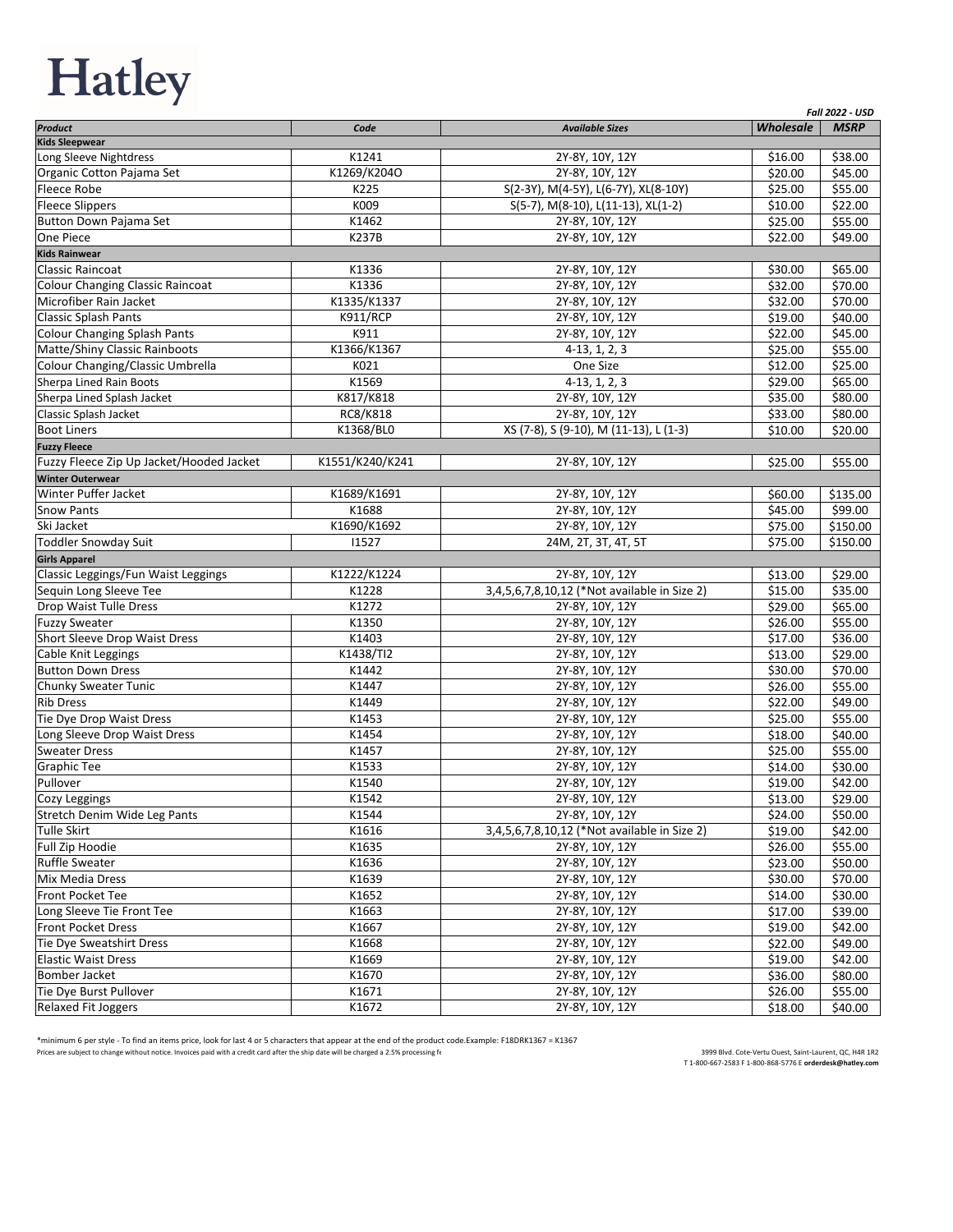# Hatley

*Fall 2022 - USD*

| Product | Code | Available Sizes | Wholesale | MSRP |
|---|---|---|---|---|
| **Kids Sleepwear** | | | | |
| Long Sleeve Nightdress | K1241 | 2Y-8Y, 10Y, 12Y | $16.00 | $38.00 |
| Organic Cotton Pajama Set | K1269/K204O | 2Y-8Y, 10Y, 12Y | $20.00 | $45.00 |
| Fleece Robe | K225 | S(2-3Y), M(4-5Y), L(6-7Y), XL(8-10Y) | $25.00 | $55.00 |
| Fleece Slippers | K009 | S(5-7), M(8-10), L(11-13), XL(1-2) | $10.00 | $22.00 |
| Button Down Pajama Set | K1462 | 2Y-8Y, 10Y, 12Y | $25.00 | $55.00 |
| One Piece | K237B | 2Y-8Y, 10Y, 12Y | $22.00 | $49.00 |
| **Kids Rainwear** | | | | |
| Classic Raincoat | K1336 | 2Y-8Y, 10Y, 12Y | $30.00 | $65.00 |
| Colour Changing Classic Raincoat | K1336 | 2Y-8Y, 10Y, 12Y | $32.00 | $70.00 |
| Microfiber Rain Jacket | K1335/K1337 | 2Y-8Y, 10Y, 12Y | $32.00 | $70.00 |
| Classic Splash Pants | K911/RCP | 2Y-8Y, 10Y, 12Y | $19.00 | $40.00 |
| Colour Changing Splash Pants | K911 | 2Y-8Y, 10Y, 12Y | $22.00 | $45.00 |
| Matte/Shiny Classic Rainboots | K1366/K1367 | 4-13, 1, 2, 3 | $25.00 | $55.00 |
| Colour Changing/Classic Umbrella | K021 | One Size | $12.00 | $25.00 |
| Sherpa Lined Rain Boots | K1569 | 4-13, 1, 2, 3 | $29.00 | $65.00 |
| Sherpa Lined Splash Jacket | K817/K818 | 2Y-8Y, 10Y, 12Y | $35.00 | $80.00 |
| Classic Splash Jacket | RC8/K818 | 2Y-8Y, 10Y, 12Y | $33.00 | $80.00 |
| Boot Liners | K1368/BL0 | XS (7-8), S (9-10), M (11-13), L (1-3) | $10.00 | $20.00 |
| **Fuzzy Fleece** | | | | |
| Fuzzy Fleece Zip Up Jacket/Hooded Jacket | K1551/K240/K241 | 2Y-8Y, 10Y, 12Y | $25.00 | $55.00 |
| **Winter Outerwear** | | | | |
| Winter Puffer Jacket | K1689/K1691 | 2Y-8Y, 10Y, 12Y | $60.00 | $135.00 |
| Snow Pants | K1688 | 2Y-8Y, 10Y, 12Y | $45.00 | $99.00 |
| Ski Jacket | K1690/K1692 | 2Y-8Y, 10Y, 12Y | $75.00 | $150.00 |
| Toddler Snowday Suit | I1527 | 24M, 2T, 3T, 4T, 5T | $75.00 | $150.00 |
| **Girls Apparel** | | | | |
| Classic Leggings/Fun Waist Leggings | K1222/K1224 | 2Y-8Y, 10Y, 12Y | $13.00 | $29.00 |
| Sequin Long Sleeve Tee | K1228 | 3,4,5,6,7,8,10,12 (*Not available in Size 2) | $15.00 | $35.00 |
| Drop Waist Tulle Dress | K1272 | 2Y-8Y, 10Y, 12Y | $29.00 | $65.00 |
| Fuzzy Sweater | K1350 | 2Y-8Y, 10Y, 12Y | $26.00 | $55.00 |
| Short Sleeve Drop Waist Dress | K1403 | 2Y-8Y, 10Y, 12Y | $17.00 | $36.00 |
| Cable Knit Leggings | K1438/TI2 | 2Y-8Y, 10Y, 12Y | $13.00 | $29.00 |
| Button Down Dress | K1442 | 2Y-8Y, 10Y, 12Y | $30.00 | $70.00 |
| Chunky Sweater Tunic | K1447 | 2Y-8Y, 10Y, 12Y | $26.00 | $55.00 |
| Rib Dress | K1449 | 2Y-8Y, 10Y, 12Y | $22.00 | $49.00 |
| Tie Dye Drop Waist Dress | K1453 | 2Y-8Y, 10Y, 12Y | $25.00 | $55.00 |
| Long Sleeve Drop Waist Dress | K1454 | 2Y-8Y, 10Y, 12Y | $18.00 | $40.00 |
| Sweater Dress | K1457 | 2Y-8Y, 10Y, 12Y | $25.00 | $55.00 |
| Graphic Tee | K1533 | 2Y-8Y, 10Y, 12Y | $14.00 | $30.00 |
| Pullover | K1540 | 2Y-8Y, 10Y, 12Y | $19.00 | $42.00 |
| Cozy Leggings | K1542 | 2Y-8Y, 10Y, 12Y | $13.00 | $29.00 |
| Stretch Denim Wide Leg Pants | K1544 | 2Y-8Y, 10Y, 12Y | $24.00 | $50.00 |
| Tulle Skirt | K1616 | 3,4,5,6,7,8,10,12 (*Not available in Size 2) | $19.00 | $42.00 |
| Full Zip Hoodie | K1635 | 2Y-8Y, 10Y, 12Y | $26.00 | $55.00 |
| Ruffle Sweater | K1636 | 2Y-8Y, 10Y, 12Y | $23.00 | $50.00 |
| Mix Media Dress | K1639 | 2Y-8Y, 10Y, 12Y | $30.00 | $70.00 |
| Front Pocket Tee | K1652 | 2Y-8Y, 10Y, 12Y | $14.00 | $30.00 |
| Long Sleeve Tie Front Tee | K1663 | 2Y-8Y, 10Y, 12Y | $17.00 | $39.00 |
| Front Pocket Dress | K1667 | 2Y-8Y, 10Y, 12Y | $19.00 | $42.00 |
| Tie Dye Sweatshirt Dress | K1668 | 2Y-8Y, 10Y, 12Y | $22.00 | $49.00 |
| Elastic Waist Dress | K1669 | 2Y-8Y, 10Y, 12Y | $19.00 | $42.00 |
| Bomber Jacket | K1670 | 2Y-8Y, 10Y, 12Y | $36.00 | $80.00 |
| Tie Dye Burst Pullover | K1671 | 2Y-8Y, 10Y, 12Y | $26.00 | $55.00 |
| Relaxed Fit Joggers | K1672 | 2Y-8Y, 10Y, 12Y | $18.00 | $40.00 |

*minimum 6 per style - To find an items price, look for last 4 or 5 characters that appear at the end of the product code.Example: F18DRK1367 = K1367

Prices are subject to change without notice. Invoices paid with a credit card after the ship date will be charged a 2.5% processing fe

3999 Blvd. Cote-Vertu Ouest, Saint-Laurent, QC, H4R 1R2
T 1-800-667-2583 F 1-800-868-5776 E **orderdesk@hatley.com**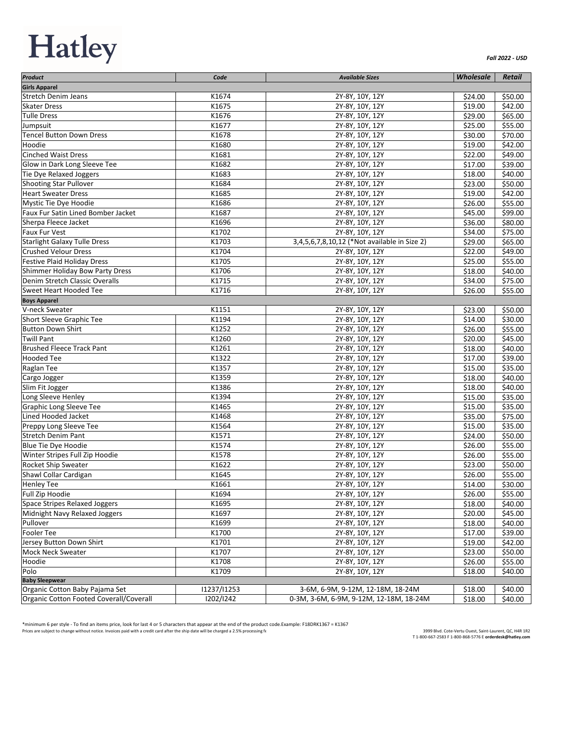# Hatley

***Fall 2022 - USD***

| *Product* | *Code* | *Available Sizes* | *Wholesale* | *Retail* |
|---|---|---|---|---|
| **Girls Apparel** | | | | |
| Stretch Denim Jeans | K1674 | 2Y-8Y, 10Y, 12Y | $24.00 | $50.00 |
| Skater Dress | K1675 | 2Y-8Y, 10Y, 12Y | $19.00 | $42.00 |
| Tulle Dress | K1676 | 2Y-8Y, 10Y, 12Y | $29.00 | $65.00 |
| Jumpsuit | K1677 | 2Y-8Y, 10Y, 12Y | $25.00 | $55.00 |
| Tencel Button Down Dress | K1678 | 2Y-8Y, 10Y, 12Y | $30.00 | $70.00 |
| Hoodie | K1680 | 2Y-8Y, 10Y, 12Y | $19.00 | $42.00 |
| Cinched Waist Dress | K1681 | 2Y-8Y, 10Y, 12Y | $22.00 | $49.00 |
| Glow in Dark Long Sleeve Tee | K1682 | 2Y-8Y, 10Y, 12Y | $17.00 | $39.00 |
| Tie Dye Relaxed Joggers | K1683 | 2Y-8Y, 10Y, 12Y | $18.00 | $40.00 |
| Shooting Star Pullover | K1684 | 2Y-8Y, 10Y, 12Y | $23.00 | $50.00 |
| Heart Sweater Dress | K1685 | 2Y-8Y, 10Y, 12Y | $19.00 | $42.00 |
| Mystic Tie Dye Hoodie | K1686 | 2Y-8Y, 10Y, 12Y | $26.00 | $55.00 |
| Faux Fur Satin Lined Bomber Jacket | K1687 | 2Y-8Y, 10Y, 12Y | $45.00 | $99.00 |
| Sherpa Fleece Jacket | K1696 | 2Y-8Y, 10Y, 12Y | $36.00 | $80.00 |
| Faux Fur Vest | K1702 | 2Y-8Y, 10Y, 12Y | $34.00 | $75.00 |
| Starlight Galaxy Tulle Dress | K1703 | 3,4,5,6,7,8,10,12 (*Not available in Size 2) | $29.00 | $65.00 |
| Crushed Velour Dress | K1704 | 2Y-8Y, 10Y, 12Y | $22.00 | $49.00 |
| Festive Plaid Holiday Dress | K1705 | 2Y-8Y, 10Y, 12Y | $25.00 | $55.00 |
| Shimmer Holiday Bow Party Dress | K1706 | 2Y-8Y, 10Y, 12Y | $18.00 | $40.00 |
| Denim Stretch Classic Overalls | K1715 | 2Y-8Y, 10Y, 12Y | $34.00 | $75.00 |
| Sweet Heart Hooded Tee | K1716 | 2Y-8Y, 10Y, 12Y | $26.00 | $55.00 |
| **Boys Apparel** | | | | |
| V-neck Sweater | K1151 | 2Y-8Y, 10Y, 12Y | $23.00 | $50.00 |
| Short Sleeve Graphic Tee | K1194 | 2Y-8Y, 10Y, 12Y | $14.00 | $30.00 |
| Button Down Shirt | K1252 | 2Y-8Y, 10Y, 12Y | $26.00 | $55.00 |
| Twill Pant | K1260 | 2Y-8Y, 10Y, 12Y | $20.00 | $45.00 |
| Brushed Fleece Track Pant | K1261 | 2Y-8Y, 10Y, 12Y | $18.00 | $40.00 |
| Hooded Tee | K1322 | 2Y-8Y, 10Y, 12Y | $17.00 | $39.00 |
| Raglan Tee | K1357 | 2Y-8Y, 10Y, 12Y | $15.00 | $35.00 |
| Cargo Jogger | K1359 | 2Y-8Y, 10Y, 12Y | $18.00 | $40.00 |
| Slim Fit Jogger | K1386 | 2Y-8Y, 10Y, 12Y | $18.00 | $40.00 |
| Long Sleeve Henley | K1394 | 2Y-8Y, 10Y, 12Y | $15.00 | $35.00 |
| Graphic Long Sleeve Tee | K1465 | 2Y-8Y, 10Y, 12Y | $15.00 | $35.00 |
| Lined Hooded Jacket | K1468 | 2Y-8Y, 10Y, 12Y | $35.00 | $75.00 |
| Preppy Long Sleeve Tee | K1564 | 2Y-8Y, 10Y, 12Y | $15.00 | $35.00 |
| Stretch Denim Pant | K1571 | 2Y-8Y, 10Y, 12Y | $24.00 | $50.00 |
| Blue Tie Dye Hoodie | K1574 | 2Y-8Y, 10Y, 12Y | $26.00 | $55.00 |
| Winter Stripes Full Zip Hoodie | K1578 | 2Y-8Y, 10Y, 12Y | $26.00 | $55.00 |
| Rocket Ship Sweater | K1622 | 2Y-8Y, 10Y, 12Y | $23.00 | $50.00 |
| Shawl Collar Cardigan | K1645 | 2Y-8Y, 10Y, 12Y | $26.00 | $55.00 |
| Henley Tee | K1661 | 2Y-8Y, 10Y, 12Y | $14.00 | $30.00 |
| Full Zip Hoodie | K1694 | 2Y-8Y, 10Y, 12Y | $26.00 | $55.00 |
| Space Stripes Relaxed Joggers | K1695 | 2Y-8Y, 10Y, 12Y | $18.00 | $40.00 |
| Midnight Navy Relaxed Joggers | K1697 | 2Y-8Y, 10Y, 12Y | $20.00 | $45.00 |
| Pullover | K1699 | 2Y-8Y, 10Y, 12Y | $18.00 | $40.00 |
| Fooler Tee | K1700 | 2Y-8Y, 10Y, 12Y | $17.00 | $39.00 |
| Jersey Button Down Shirt | K1701 | 2Y-8Y, 10Y, 12Y | $19.00 | $42.00 |
| Mock Neck Sweater | K1707 | 2Y-8Y, 10Y, 12Y | $23.00 | $50.00 |
| Hoodie | K1708 | 2Y-8Y, 10Y, 12Y | $26.00 | $55.00 |
| Polo | K1709 | 2Y-8Y, 10Y, 12Y | $18.00 | $40.00 |
| **Baby Sleepwear** | | | | |
| Organic Cotton Baby Pajama Set | I1237/I1253 | 3-6M, 6-9M, 9-12M, 12-18M, 18-24M | $18.00 | $40.00 |
| Organic Cotton Footed Coverall/Coverall | I202/I242 | 0-3M, 3-6M, 6-9M, 9-12M, 12-18M, 18-24M | $18.00 | $40.00 |

*minimum 6 per style - To find an items price, look for last 4 or 5 characters that appear at the end of the product code.Example: F18DRK1367 = K1367

Prices are subject to change without notice. Invoices paid with a credit card after the ship date will be charged a 2.5% processing fe

3999 Blvd. Cote-Vertu Ouest, Saint-Laurent, QC, H4R 1R2
T 1-800-667-2583 F 1-800-868-5776 E **orderdesk@hatley.com**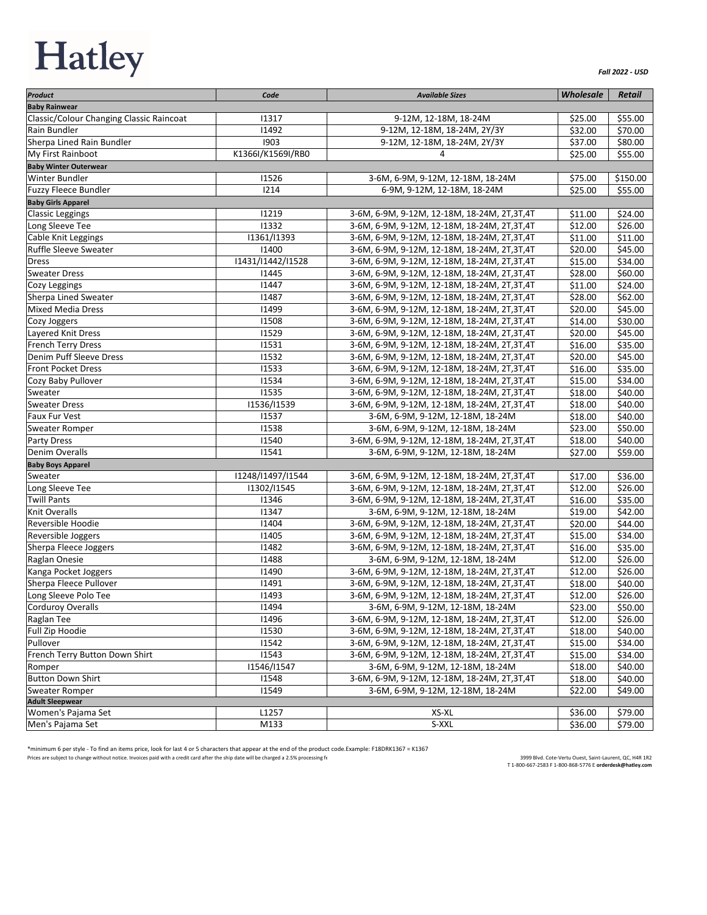# Hatley

*Fall 2022 - USD*

| *Product* | *Code* | *Available Sizes* | *Wholesale* | *Retail* |
|---|---|---|---|---|
| **Baby Rainwear** | | | | |
| Classic/Colour Changing Classic Raincoat | I1317 | 9-12M, 12-18M, 18-24M | $25.00 | $55.00 |
| Rain Bundler | I1492 | 9-12M, 12-18M, 18-24M, 2Y/3Y | $32.00 | $70.00 |
| Sherpa Lined Rain Bundler | I903 | 9-12M, 12-18M, 18-24M, 2Y/3Y | $37.00 | $80.00 |
| My First Rainboot | K1366I/K1569I/RB0 | 4 | $25.00 | $55.00 |
| **Baby Winter Outerwear** | | | | |
| Winter Bundler | I1526 | 3-6M, 6-9M, 9-12M, 12-18M, 18-24M | $75.00 | $150.00 |
| Fuzzy Fleece Bundler | I214 | 6-9M, 9-12M, 12-18M, 18-24M | $25.00 | $55.00 |
| **Baby Girls Apparel** | | | | |
| Classic Leggings | I1219 | 3-6M, 6-9M, 9-12M, 12-18M, 18-24M, 2T,3T,4T | $11.00 | $24.00 |
| Long Sleeve Tee | I1332 | 3-6M, 6-9M, 9-12M, 12-18M, 18-24M, 2T,3T,4T | $12.00 | $26.00 |
| Cable Knit Leggings | I1361/I1393 | 3-6M, 6-9M, 9-12M, 12-18M, 18-24M, 2T,3T,4T | $11.00 | $11.00 |
| Ruffle Sleeve Sweater | I1400 | 3-6M, 6-9M, 9-12M, 12-18M, 18-24M, 2T,3T,4T | $20.00 | $45.00 |
| Dress | I1431/I1442/I1528 | 3-6M, 6-9M, 9-12M, 12-18M, 18-24M, 2T,3T,4T | $15.00 | $34.00 |
| Sweater Dress | I1445 | 3-6M, 6-9M, 9-12M, 12-18M, 18-24M, 2T,3T,4T | $28.00 | $60.00 |
| Cozy Leggings | I1447 | 3-6M, 6-9M, 9-12M, 12-18M, 18-24M, 2T,3T,4T | $11.00 | $24.00 |
| Sherpa Lined Sweater | I1487 | 3-6M, 6-9M, 9-12M, 12-18M, 18-24M, 2T,3T,4T | $28.00 | $62.00 |
| Mixed Media Dress | I1499 | 3-6M, 6-9M, 9-12M, 12-18M, 18-24M, 2T,3T,4T | $20.00 | $45.00 |
| Cozy Joggers | I1508 | 3-6M, 6-9M, 9-12M, 12-18M, 18-24M, 2T,3T,4T | $14.00 | $30.00 |
| Layered Knit Dress | I1529 | 3-6M, 6-9M, 9-12M, 12-18M, 18-24M, 2T,3T,4T | $20.00 | $45.00 |
| French Terry Dress | I1531 | 3-6M, 6-9M, 9-12M, 12-18M, 18-24M, 2T,3T,4T | $16.00 | $35.00 |
| Denim Puff Sleeve Dress | I1532 | 3-6M, 6-9M, 9-12M, 12-18M, 18-24M, 2T,3T,4T | $20.00 | $45.00 |
| Front Pocket Dress | I1533 | 3-6M, 6-9M, 9-12M, 12-18M, 18-24M, 2T,3T,4T | $16.00 | $35.00 |
| Cozy Baby Pullover | I1534 | 3-6M, 6-9M, 9-12M, 12-18M, 18-24M, 2T,3T,4T | $15.00 | $34.00 |
| Sweater | I1535 | 3-6M, 6-9M, 9-12M, 12-18M, 18-24M, 2T,3T,4T | $18.00 | $40.00 |
| Sweater Dress | I1536/I1539 | 3-6M, 6-9M, 9-12M, 12-18M, 18-24M, 2T,3T,4T | $18.00 | $40.00 |
| Faux Fur Vest | I1537 | 3-6M, 6-9M, 9-12M, 12-18M, 18-24M | $18.00 | $40.00 |
| Sweater Romper | I1538 | 3-6M, 6-9M, 9-12M, 12-18M, 18-24M | $23.00 | $50.00 |
| Party Dress | I1540 | 3-6M, 6-9M, 9-12M, 12-18M, 18-24M, 2T,3T,4T | $18.00 | $40.00 |
| Denim Overalls | I1541 | 3-6M, 6-9M, 9-12M, 12-18M, 18-24M | $27.00 | $59.00 |
| **Baby Boys Apparel** | | | | |
| Sweater | I1248/I1497/I1544 | 3-6M, 6-9M, 9-12M, 12-18M, 18-24M, 2T,3T,4T | $17.00 | $36.00 |
| Long Sleeve Tee | I1302/I1545 | 3-6M, 6-9M, 9-12M, 12-18M, 18-24M, 2T,3T,4T | $12.00 | $26.00 |
| Twill Pants | I1346 | 3-6M, 6-9M, 9-12M, 12-18M, 18-24M, 2T,3T,4T | $16.00 | $35.00 |
| Knit Overalls | I1347 | 3-6M, 6-9M, 9-12M, 12-18M, 18-24M | $19.00 | $42.00 |
| Reversible Hoodie | I1404 | 3-6M, 6-9M, 9-12M, 12-18M, 18-24M, 2T,3T,4T | $20.00 | $44.00 |
| Reversible Joggers | I1405 | 3-6M, 6-9M, 9-12M, 12-18M, 18-24M, 2T,3T,4T | $15.00 | $34.00 |
| Sherpa Fleece Joggers | I1482 | 3-6M, 6-9M, 9-12M, 12-18M, 18-24M, 2T,3T,4T | $16.00 | $35.00 |
| Raglan Onesie | I1488 | 3-6M, 6-9M, 9-12M, 12-18M, 18-24M | $12.00 | $26.00 |
| Kanga Pocket Joggers | I1490 | 3-6M, 6-9M, 9-12M, 12-18M, 18-24M, 2T,3T,4T | $12.00 | $26.00 |
| Sherpa Fleece Pullover | I1491 | 3-6M, 6-9M, 9-12M, 12-18M, 18-24M, 2T,3T,4T | $18.00 | $40.00 |
| Long Sleeve Polo Tee | I1493 | 3-6M, 6-9M, 9-12M, 12-18M, 18-24M, 2T,3T,4T | $12.00 | $26.00 |
| Corduroy Overalls | I1494 | 3-6M, 6-9M, 9-12M, 12-18M, 18-24M | $23.00 | $50.00 |
| Raglan Tee | I1496 | 3-6M, 6-9M, 9-12M, 12-18M, 18-24M, 2T,3T,4T | $12.00 | $26.00 |
| Full Zip Hoodie | I1530 | 3-6M, 6-9M, 9-12M, 12-18M, 18-24M, 2T,3T,4T | $18.00 | $40.00 |
| Pullover | I1542 | 3-6M, 6-9M, 9-12M, 12-18M, 18-24M, 2T,3T,4T | $15.00 | $34.00 |
| French Terry Button Down Shirt | I1543 | 3-6M, 6-9M, 9-12M, 12-18M, 18-24M, 2T,3T,4T | $15.00 | $34.00 |
| Romper | I1546/I1547 | 3-6M, 6-9M, 9-12M, 12-18M, 18-24M | $18.00 | $40.00 |
| Button Down Shirt | I1548 | 3-6M, 6-9M, 9-12M, 12-18M, 18-24M, 2T,3T,4T | $18.00 | $40.00 |
| Sweater Romper | I1549 | 3-6M, 6-9M, 9-12M, 12-18M, 18-24M | $22.00 | $49.00 |
| **Adult Sleepwear** | | | | |
| Women's Pajama Set | L1257 | XS-XL | $36.00 | $79.00 |
| Men's Pajama Set | M133 | S-XXL | $36.00 | $79.00 |

*minimum 6 per style - To find an items price, look for last 4 or 5 characters that appear at the end of the product code.Example: F18DRK1367 = K1367

Prices are subject to change without notice. Invoices paid with a credit card after the ship date will be charged a 2.5% processing fe

3999 Blvd. Cote-Vertu Ouest, Saint-Laurent, QC, H4R 1R2
T 1-800-667-2583 F 1-800-868-5776 E **orderdesk@hatley.com**